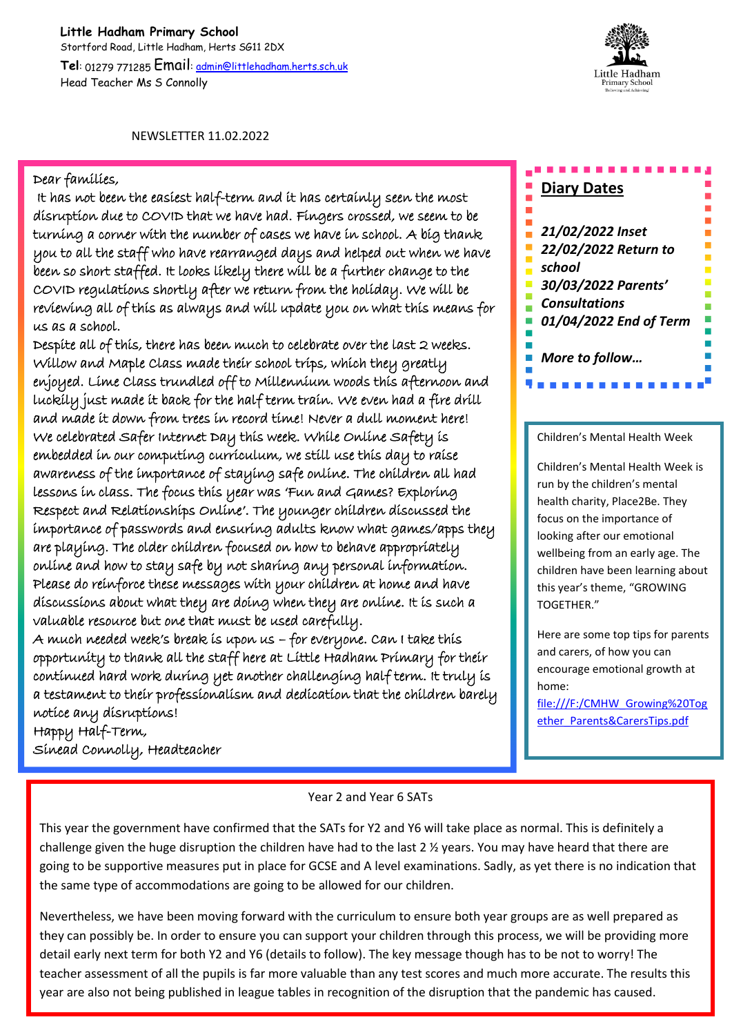**Little Hadham Primary School**
Stortford Road, Little Hadham, Herts SG11 2DX
**Tel**: 01279 771285 Email: admin@littlehadham.herts.sch.uk
Head Teacher Ms S Connolly

NEWSLETTER 11.02.2022

Dear families,

It has not been the easiest half-term and it has certainly seen the most disruption due to COVID that we have had. Fingers crossed, we seem to be turning a corner with the number of cases we have in school. A big thank you to all the staff who have rearranged days and helped out when we have been so short staffed. It looks likely there will be a further change to the COVID regulations shortly after we return from the holiday. We will be reviewing all of this as always and will update you on what this means for us as a school.

Despite all of this, there has been much to celebrate over the last 2 weeks. Willow and Maple Class made their school trips, which they greatly enjoyed. Lime Class trundled off to Millennium woods this afternoon and luckily just made it back for the half term train. We even had a fire drill and made it down from trees in record time! Never a dull moment here!

We celebrated Safer Internet Day this week. While Online Safety is embedded in our computing curriculum, we still use this day to raise awareness of the importance of staying safe online. The children all had lessons in class. The focus this year was 'Fun and Games? Exploring Respect and Relationships Online'. The younger children discussed the importance of passwords and ensuring adults know what games/apps they are playing. The older children focused on how to behave appropriately online and how to stay safe by not sharing any personal information. Please do reinforce these messages with your children at home and have discussions about what they are doing when they are online. It is such a valuable resource but one that must be used carefully.

A much needed week's break is upon us – for everyone. Can I take this opportunity to thank all the staff here at Little Hadham Primary for their continued hard work during yet another challenging half term. It truly is a testament to their professionalism and dedication that the children barely notice any disruptions!

Happy Half-Term,
Sinead Connolly, Headteacher

## Diary Dates

***21/02/2022 Inset***
***22/02/2022 Return to school***
***30/03/2022 Parents' Consultations***
***01/04/2022 End of Term***

***More to follow…***

Children's Mental Health Week

Children's Mental Health Week is run by the children's mental health charity, Place2Be. They focus on the importance of looking after our emotional wellbeing from an early age. The children have been learning about this year's theme, "GROWING TOGETHER."

Here are some top tips for parents and carers, of how you can encourage emotional growth at home: file:///F:/CMHW_Growing%20Together_Parents&CarersTips.pdf

Year 2 and Year 6 SATs

This year the government have confirmed that the SATs for Y2 and Y6 will take place as normal. This is definitely a challenge given the huge disruption the children have had to the last 2 ½ years. You may have heard that there are going to be supportive measures put in place for GCSE and A level examinations. Sadly, as yet there is no indication that the same type of accommodations are going to be allowed for our children.

Nevertheless, we have been moving forward with the curriculum to ensure both year groups are as well prepared as they can possibly be. In order to ensure you can support your children through this process, we will be providing more detail early next term for both Y2 and Y6 (details to follow). The key message though has to be not to worry! The teacher assessment of all the pupils is far more valuable than any test scores and much more accurate. The results this year are also not being published in league tables in recognition of the disruption that the pandemic has caused.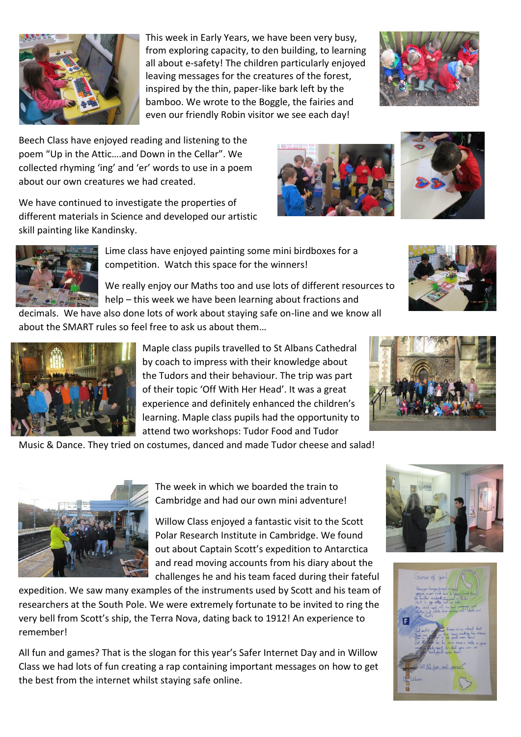This week in Early Years, we have been very busy, from exploring capacity, to den building, to learning all about e-safety! The children particularly enjoyed leaving messages for the creatures of the forest, inspired by the thin, paper-like bark left by the bamboo. We wrote to the Boggle, the fairies and even our friendly Robin visitor we see each day!

Beech Class have enjoyed reading and listening to the poem "Up in the Attic….and Down in the Cellar". We collected rhyming 'ing' and 'er' words to use in a poem about our own creatures we had created.

We have continued to investigate the properties of different materials in Science and developed our artistic skill painting like Kandinsky.

Lime class have enjoyed painting some mini birdboxes for a competition. Watch this space for the winners!

We really enjoy our Maths too and use lots of different resources to help – this week we have been learning about fractions and decimals. We have also done lots of work about staying safe on-line and we know all about the SMART rules so feel free to ask us about them…

Maple class pupils travelled to St Albans Cathedral by coach to impress with their knowledge about the Tudors and their behaviour. The trip was part of their topic 'Off With Her Head'. It was a great experience and definitely enhanced the children's learning. Maple class pupils had the opportunity to attend two workshops: Tudor Food and Tudor Music & Dance. They tried on costumes, danced and made Tudor cheese and salad!

The week in which we boarded the train to Cambridge and had our own mini adventure!

Willow Class enjoyed a fantastic visit to the Scott Polar Research Institute in Cambridge. We found out about Captain Scott's expedition to Antarctica and read moving accounts from his diary about the challenges he and his team faced during their fateful expedition. We saw many examples of the instruments used by Scott and his team of researchers at the South Pole. We were extremely fortunate to be invited to ring the very bell from Scott's ship, the Terra Nova, dating back to 1912! An experience to remember!

All fun and games? That is the slogan for this year's Safer Internet Day and in Willow Class we had lots of fun creating a rap containing important messages on how to get the best from the internet whilst staying safe online.